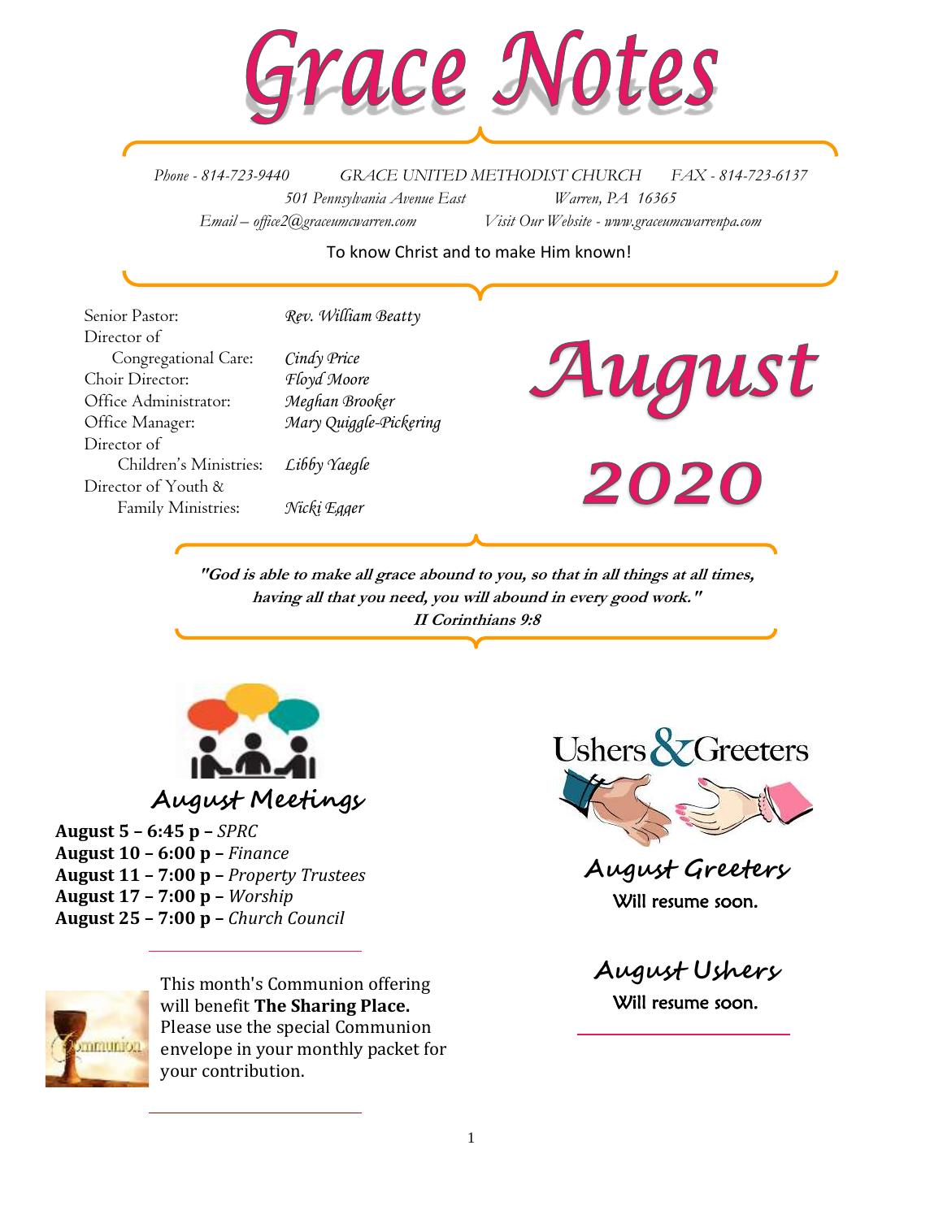# Grace Notes

*Phone - 814-723-9440* *GRACE UNITED METHODIST CHURCH* *FAX - 814-723-6137*

*501 Pennsylvania Avenue East* *Warren, PA 16365*

*Email – office2@graceumcwarren.com* *Visit Our Website - www.graceumcwarrenpa.com*

To know Christ and to make Him known!

| | |
|---|---|
| Senior Pastor: | *Rev. William Beatty* |
| Director of Congregational Care: | *Cindy Price* |
| Choir Director: | *Floyd Moore* |
| Office Administrator: | *Meghan Brooker* |
| Office Manager: | *Mary Quiggle-Pickering* |
| Director of Children's Ministries: | *Libby Yaegle* |
| Director of Youth & Family Ministries: | *Nicki Egger* |

# August 2020

***"God is able to make all grace abound to you, so that in all things at all times, having all that you need, you will abound in every good work."***
***II Corinthians 9:8***

## August Meetings

**August 5 – 6:45 p –** *SPRC*
**August 10 – 6:00 p –** *Finance*
**August 11 – 7:00 p –** *Property Trustees*
**August 17 – 7:00 p –** *Worship*
**August 25 – 7:00 p –** *Church Council*

This month's Communion offering will benefit **The Sharing Place.** Please use the special Communion envelope in your monthly packet for your contribution.

## Ushers & Greeters

### August Greeters

Will resume soon.

### August Ushers

Will resume soon.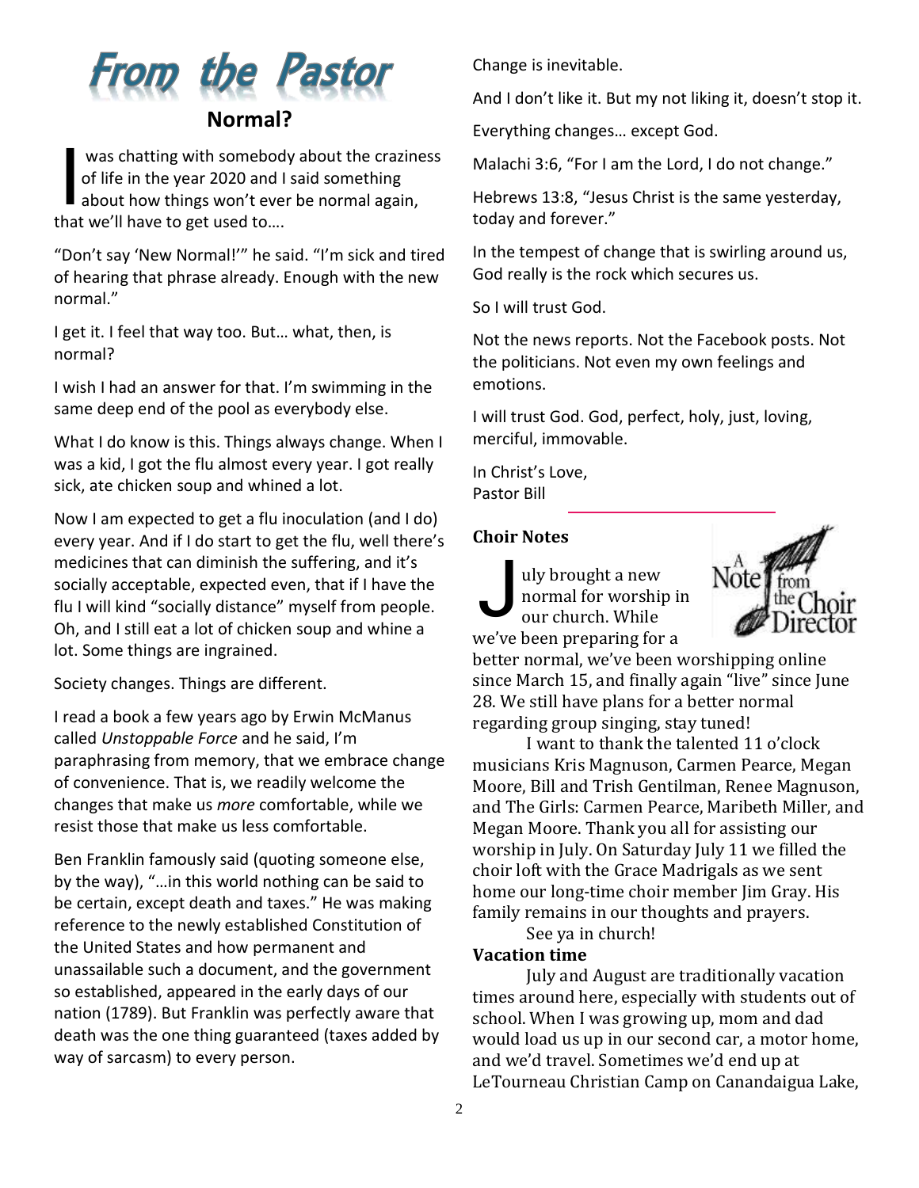# From the Pastor

## Normal?

I was chatting with somebody about the craziness of life in the year 2020 and I said something about how things won't ever be normal again, that we'll have to get used to….

"Don't say 'New Normal!'" he said. "I'm sick and tired of hearing that phrase already. Enough with the new normal."

I get it. I feel that way too. But… what, then, is normal?

I wish I had an answer for that. I'm swimming in the same deep end of the pool as everybody else.

What I do know is this. Things always change. When I was a kid, I got the flu almost every year. I got really sick, ate chicken soup and whined a lot.

Now I am expected to get a flu inoculation (and I do) every year. And if I do start to get the flu, well there's medicines that can diminish the suffering, and it's socially acceptable, expected even, that if I have the flu I will kind "socially distance" myself from people. Oh, and I still eat a lot of chicken soup and whine a lot. Some things are ingrained.

Society changes. Things are different.

I read a book a few years ago by Erwin McManus called *Unstoppable Force* and he said, I'm paraphrasing from memory, that we embrace change of convenience. That is, we readily welcome the changes that make us *more* comfortable, while we resist those that make us less comfortable.

Ben Franklin famously said (quoting someone else, by the way), "…in this world nothing can be said to be certain, except death and taxes." He was making reference to the newly established Constitution of the United States and how permanent and unassailable such a document, and the government so established, appeared in the early days of our nation (1789). But Franklin was perfectly aware that death was the one thing guaranteed (taxes added by way of sarcasm) to every person.

Change is inevitable.

And I don't like it. But my not liking it, doesn't stop it.

Everything changes… except God.

Malachi 3:6, "For I am the Lord, I do not change."

Hebrews 13:8, "Jesus Christ is the same yesterday, today and forever."

In the tempest of change that is swirling around us, God really is the rock which secures us.

So I will trust God.

Not the news reports. Not the Facebook posts. Not the politicians. Not even my own feelings and emotions.

I will trust God. God, perfect, holy, just, loving, merciful, immovable.

In Christ's Love,
Pastor Bill

---

**Choir Notes**

A Note from the Choir Director

July brought a new normal for worship in our church. While we've been preparing for a better normal, we've been worshipping online since March 15, and finally again "live" since June 28. We still have plans for a better normal regarding group singing, stay tuned!

I want to thank the talented 11 o'clock musicians Kris Magnuson, Carmen Pearce, Megan Moore, Bill and Trish Gentilman, Renee Magnuson, and The Girls: Carmen Pearce, Maribeth Miller, and Megan Moore. Thank you all for assisting our worship in July. On Saturday July 11 we filled the choir loft with the Grace Madrigals as we sent home our long-time choir member Jim Gray. His family remains in our thoughts and prayers.

See ya in church!

**Vacation time**

July and August are traditionally vacation times around here, especially with students out of school. When I was growing up, mom and dad would load us up in our second car, a motor home, and we'd travel. Sometimes we'd end up at LeTourneau Christian Camp on Canandaigua Lake,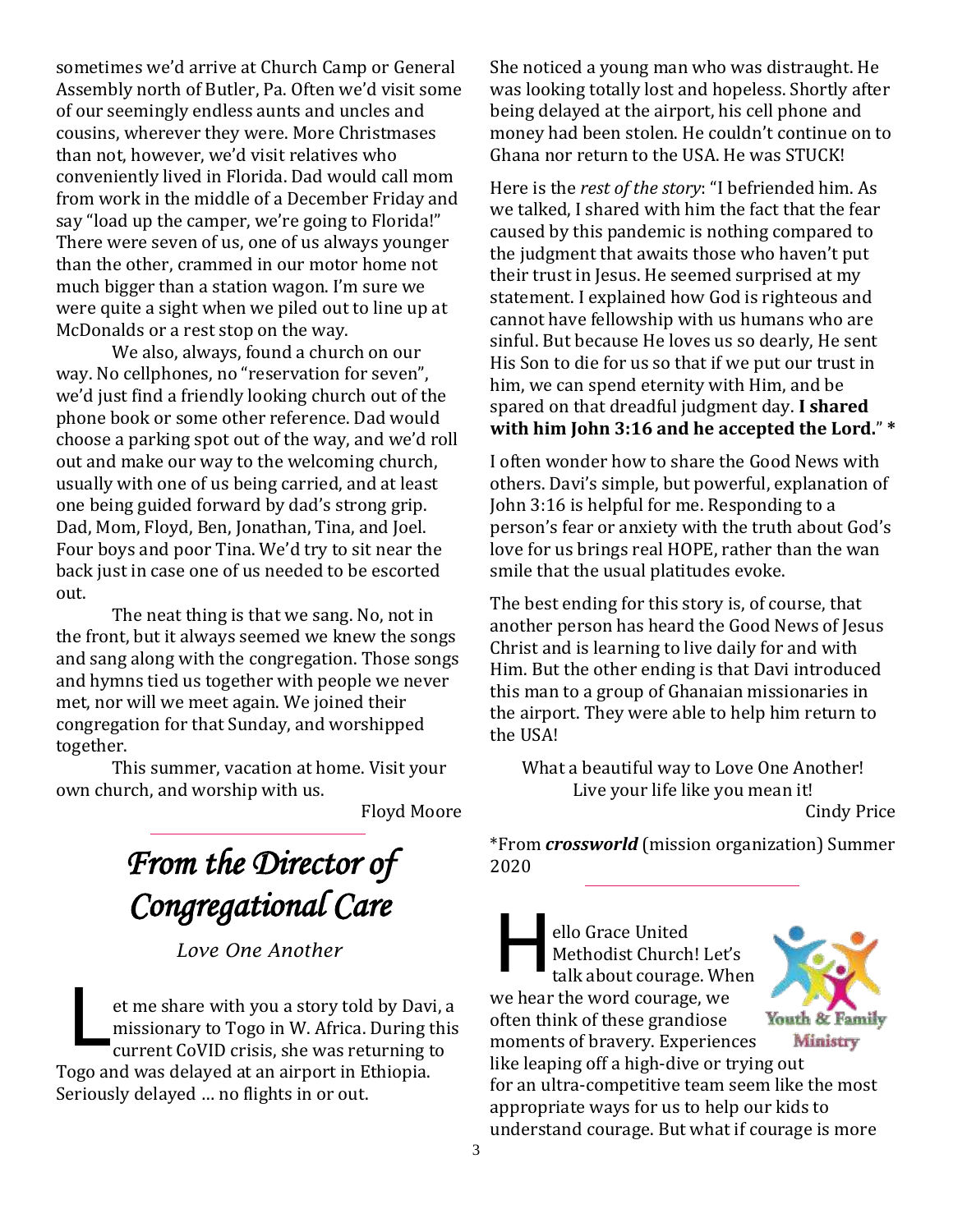sometimes we'd arrive at Church Camp or General Assembly north of Butler, Pa. Often we'd visit some of our seemingly endless aunts and uncles and cousins, wherever they were. More Christmases than not, however, we'd visit relatives who conveniently lived in Florida. Dad would call mom from work in the middle of a December Friday and say "load up the camper, we're going to Florida!" There were seven of us, one of us always younger than the other, crammed in our motor home not much bigger than a station wagon. I'm sure we were quite a sight when we piled out to line up at McDonalds or a rest stop on the way.

We also, always, found a church on our way. No cellphones, no "reservation for seven", we'd just find a friendly looking church out of the phone book or some other reference. Dad would choose a parking spot out of the way, and we'd roll out and make our way to the welcoming church, usually with one of us being carried, and at least one being guided forward by dad's strong grip. Dad, Mom, Floyd, Ben, Jonathan, Tina, and Joel. Four boys and poor Tina. We'd try to sit near the back just in case one of us needed to be escorted out.

The neat thing is that we sang. No, not in the front, but it always seemed we knew the songs and sang along with the congregation. Those songs and hymns tied us together with people we never met, nor will we meet again. We joined their congregation for that Sunday, and worshipped together.

This summer, vacation at home. Visit your own church, and worship with us.

Floyd Moore

# *From the Director of Congregational Care*

*Love One Another*

Let me share with you a story told by Davi, a missionary to Togo in W. Africa. During this current CoVID crisis, she was returning to Togo and was delayed at an airport in Ethiopia. Seriously delayed … no flights in or out.

She noticed a young man who was distraught. He was looking totally lost and hopeless. Shortly after being delayed at the airport, his cell phone and money had been stolen. He couldn't continue on to Ghana nor return to the USA. He was STUCK!

Here is the *rest of the story*: "I befriended him. As we talked, I shared with him the fact that the fear caused by this pandemic is nothing compared to the judgment that awaits those who haven't put their trust in Jesus. He seemed surprised at my statement. I explained how God is righteous and cannot have fellowship with us humans who are sinful. But because He loves us so dearly, He sent His Son to die for us so that if we put our trust in him, we can spend eternity with Him, and be spared on that dreadful judgment day. **I shared with him John 3:16 and he accepted the Lord.**" *

I often wonder how to share the Good News with others. Davi's simple, but powerful, explanation of John 3:16 is helpful for me. Responding to a person's fear or anxiety with the truth about God's love for us brings real HOPE, rather than the wan smile that the usual platitudes evoke.

The best ending for this story is, of course, that another person has heard the Good News of Jesus Christ and is learning to live daily for and with Him. But the other ending is that Davi introduced this man to a group of Ghanaian missionaries in the airport. They were able to help him return to the USA!

What a beautiful way to Love One Another!
Live your life like you mean it!

Cindy Price

*From ***crossworld*** (mission organization) Summer 2020

---

Youth & Family Ministry

Hello Grace United Methodist Church! Let's talk about courage. When we hear the word courage, we often think of these grandiose moments of bravery. Experiences like leaping off a high-dive or trying out for an ultra-competitive team seem like the most appropriate ways for us to help our kids to understand courage. But what if courage is more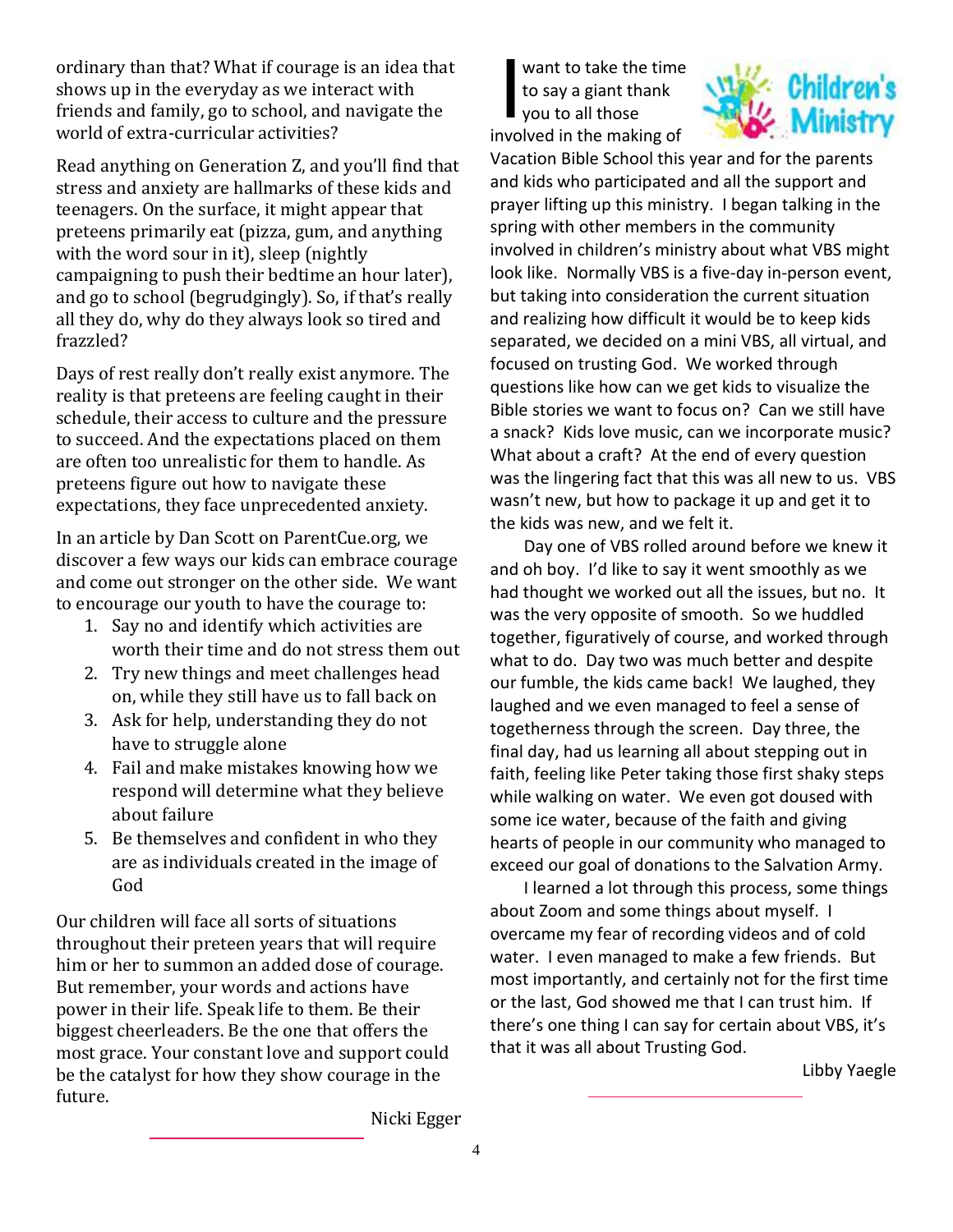ordinary than that? What if courage is an idea that shows up in the everyday as we interact with friends and family, go to school, and navigate the world of extra-curricular activities?

Read anything on Generation Z, and you'll find that stress and anxiety are hallmarks of these kids and teenagers. On the surface, it might appear that preteens primarily eat (pizza, gum, and anything with the word sour in it), sleep (nightly campaigning to push their bedtime an hour later), and go to school (begrudgingly). So, if that's really all they do, why do they always look so tired and frazzled?

Days of rest really don't really exist anymore. The reality is that preteens are feeling caught in their schedule, their access to culture and the pressure to succeed. And the expectations placed on them are often too unrealistic for them to handle. As preteens figure out how to navigate these expectations, they face unprecedented anxiety.

In an article by Dan Scott on ParentCue.org, we discover a few ways our kids can embrace courage and come out stronger on the other side. We want to encourage our youth to have the courage to:

1. Say no and identify which activities are worth their time and do not stress them out
2. Try new things and meet challenges head on, while they still have us to fall back on
3. Ask for help, understanding they do not have to struggle alone
4. Fail and make mistakes knowing how we respond will determine what they believe about failure
5. Be themselves and confident in who they are as individuals created in the image of God

Our children will face all sorts of situations throughout their preteen years that will require him or her to summon an added dose of courage. But remember, your words and actions have power in their life. Speak life to them. Be their biggest cheerleaders. Be the one that offers the most grace. Your constant love and support could be the catalyst for how they show courage in the future.

Nicki Egger

---

## Children's Ministry

I want to take the time to say a giant thank you to all those involved in the making of Vacation Bible School this year and for the parents and kids who participated and all the support and prayer lifting up this ministry. I began talking in the spring with other members in the community involved in children's ministry about what VBS might look like. Normally VBS is a five-day in-person event, but taking into consideration the current situation and realizing how difficult it would be to keep kids separated, we decided on a mini VBS, all virtual, and focused on trusting God. We worked through questions like how can we get kids to visualize the Bible stories we want to focus on? Can we still have a snack? Kids love music, can we incorporate music? What about a craft? At the end of every question was the lingering fact that this was all new to us. VBS wasn't new, but how to package it up and get it to the kids was new, and we felt it.

Day one of VBS rolled around before we knew it and oh boy. I'd like to say it went smoothly as we had thought we worked out all the issues, but no. It was the very opposite of smooth. So we huddled together, figuratively of course, and worked through what to do. Day two was much better and despite our fumble, the kids came back! We laughed, they laughed and we even managed to feel a sense of togetherness through the screen. Day three, the final day, had us learning all about stepping out in faith, feeling like Peter taking those first shaky steps while walking on water. We even got doused with some ice water, because of the faith and giving hearts of people in our community who managed to exceed our goal of donations to the Salvation Army.

I learned a lot through this process, some things about Zoom and some things about myself. I overcame my fear of recording videos and of cold water. I even managed to make a few friends. But most importantly, and certainly not for the first time or the last, God showed me that I can trust him. If there's one thing I can say for certain about VBS, it's that it was all about Trusting God.

Libby Yaegle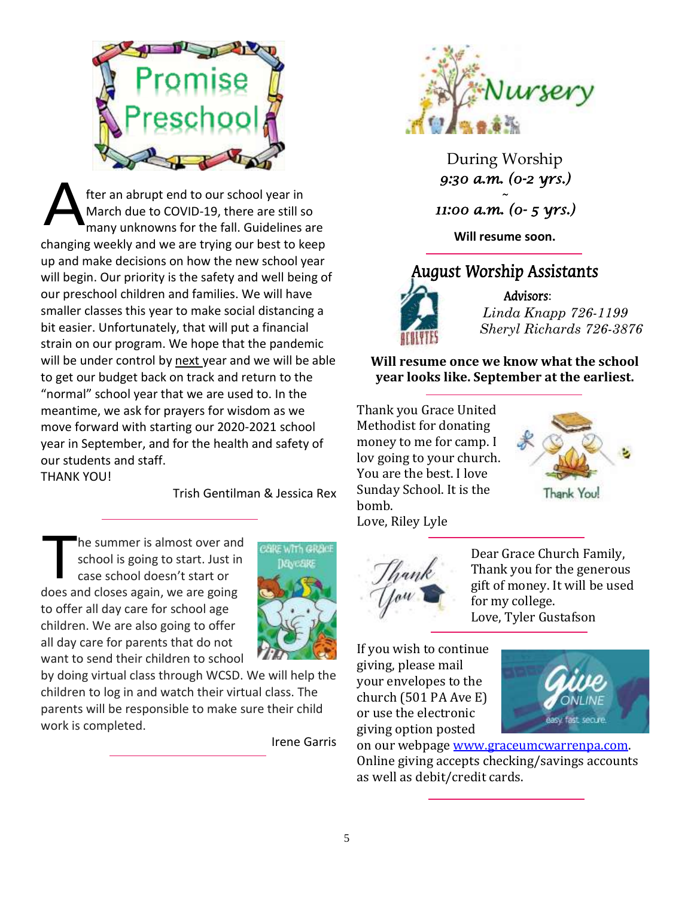# Promise Preschool

After an abrupt end to our school year in March due to COVID-19, there are still so many unknowns for the fall. Guidelines are changing weekly and we are trying our best to keep up and make decisions on how the new school year will begin. Our priority is the safety and well being of our preschool children and families. We will have smaller classes this year to make social distancing a bit easier. Unfortunately, that will put a financial strain on our program. We hope that the pandemic will be under control by next year and we will be able to get our budget back on track and return to the "normal" school year that we are used to. In the meantime, we ask for prayers for wisdom as we move forward with starting our 2020-2021 school year in September, and for the health and safety of our students and staff.

THANK YOU!

Trish Gentilman & Jessica Rex

---

## Care With Grace Daycare

The summer is almost over and school is going to start. Just in case school doesn't start or does and closes again, we are going to offer all day care for school age children. We are also going to offer all day care for parents that do not want to send their children to school by doing virtual class through WCSD. We will help the children to log in and watch their virtual class. The parents will be responsible to make sure their child work is completed.

Irene Garris

---

# Nursery

During Worship

*9:30 a.m. (0-2 yrs.)*

~

*11:00 a.m. (0- 5 yrs.)*

**Will resume soon.**

---

## August Worship Assistants

Acolytes

Advisors:

*Linda Knapp 726-1199*

*Sheryl Richards 726-3876*

**Will resume once we know what the school year looks like. September at the earliest.**

---

Thank you Grace United Methodist for donating money to me for camp. I lov going to your church. You are the best. I love Sunday School. It is the bomb.

Love, Riley Lyle

Thank You!

---

Thank You

Dear Grace Church Family,

Thank you for the generous gift of money. It will be used for my college.

Love, Tyler Gustafson

---

If you wish to continue giving, please mail your envelopes to the church (501 PA Ave E) or use the electronic giving option posted on our webpage www.graceumcwarrenpa.com. Online giving accepts checking/savings accounts as well as debit/credit cards.

Give ONLINE — easy. fast. secure.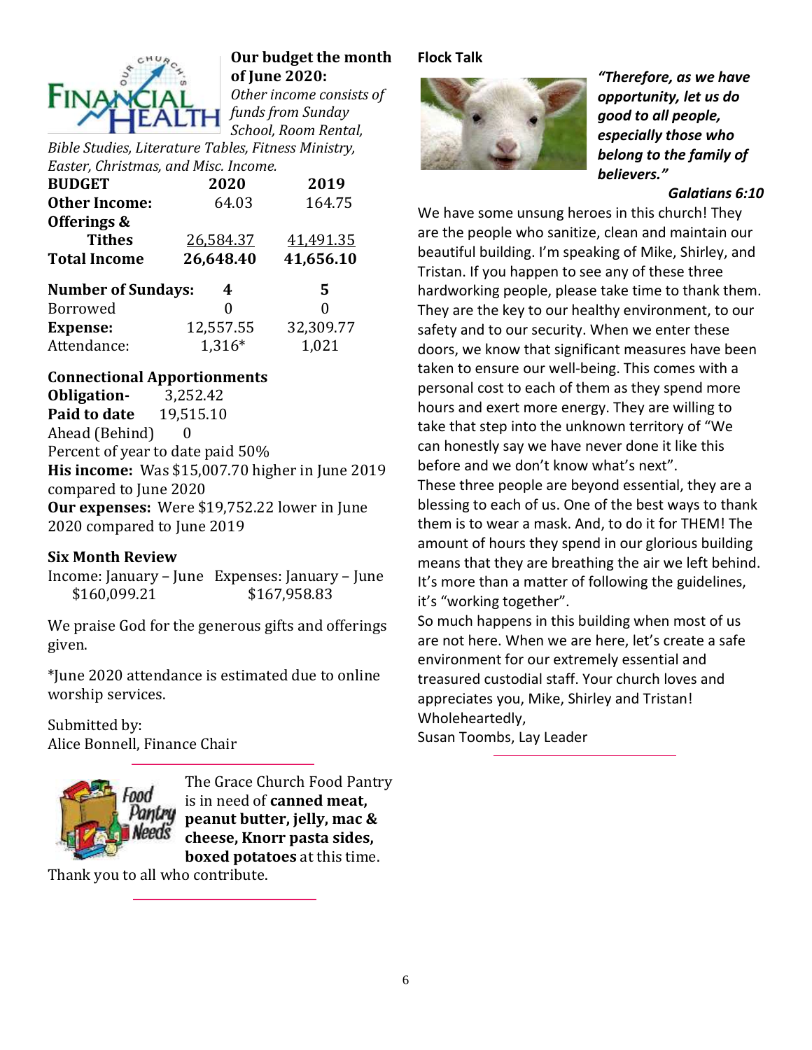**Our budget the month of June 2020:**

*Other income consists of funds from Sunday School, Room Rental, Bible Studies, Literature Tables, Fitness Ministry, Easter, Christmas, and Misc. Income.*

| **BUDGET** | **2020** | **2019** |
|---|---|---|
| **Other Income:** | 64.03 | 164.75 |
| **Offerings & Tithes** | 26,584.37 | 41,491.35 |
| **Total Income** | **26,648.40** | **41,656.10** |
| **Number of Sundays:** | **4** | **5** |
| Borrowed | 0 | 0 |
| **Expense:** | 12,557.55 | 32,309.77 |
| Attendance: | 1,316* | 1,021 |

**Connectional Apportionments**

**Obligation-** 3,252.42
**Paid to date** 19,515.10
Ahead (Behind) 0
Percent of year to date paid 50%

**His income:** Was $15,007.70 higher in June 2019 compared to June 2020

**Our expenses:** Were $19,752.22 lower in June 2020 compared to June 2019

**Six Month Review**

Income: January – June $160,099.21
Expenses: January – June $167,958.83

We praise God for the generous gifts and offerings given.

*June 2020 attendance is estimated due to online worship services.

Submitted by:
Alice Bonnell, Finance Chair

---

The Grace Church Food Pantry is in need of **canned meat, peanut butter, jelly, mac & cheese, Knorr pasta sides, boxed potatoes** at this time.

Thank you to all who contribute.

---

**Flock Talk**

***"Therefore, as we have opportunity, let us do good to all people, especially those who belong to the family of believers."***

***Galatians 6:10***

We have some unsung heroes in this church! They are the people who sanitize, clean and maintain our beautiful building. I'm speaking of Mike, Shirley, and Tristan. If you happen to see any of these three hardworking people, please take time to thank them. They are the key to our healthy environment, to our safety and to our security. When we enter these doors, we know that significant measures have been taken to ensure our well-being. This comes with a personal cost to each of them as they spend more hours and exert more energy. They are willing to take that step into the unknown territory of "We can honestly say we have never done it like this before and we don't know what's next".

These three people are beyond essential, they are a blessing to each of us. One of the best ways to thank them is to wear a mask. And, to do it for THEM! The amount of hours they spend in our glorious building means that they are breathing the air we left behind. It's more than a matter of following the guidelines, it's "working together".

So much happens in this building when most of us are not here. When we are here, let's create a safe environment for our extremely essential and treasured custodial staff. Your church loves and appreciates you, Mike, Shirley and Tristan!

Wholeheartedly,
Susan Toombs, Lay Leader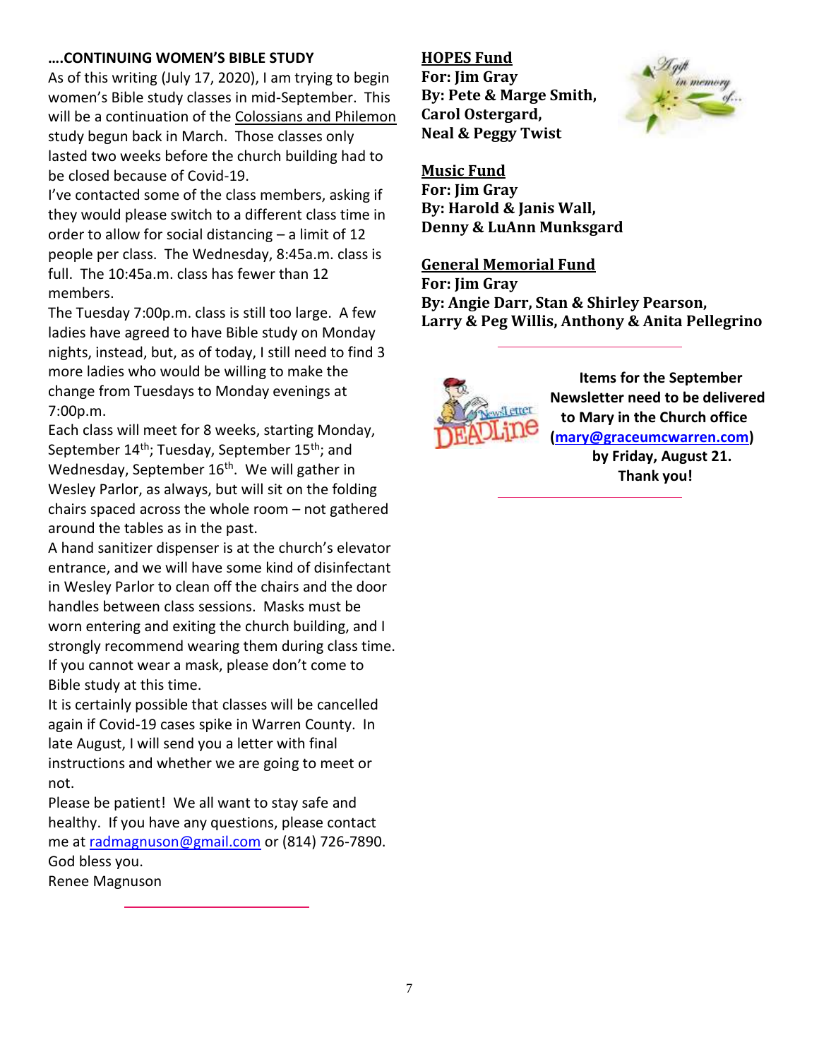### ….CONTINUING WOMEN'S BIBLE STUDY

As of this writing (July 17, 2020), I am trying to begin women's Bible study classes in mid-September. This will be a continuation of the Colossians and Philemon study begun back in March. Those classes only lasted two weeks before the church building had to be closed because of Covid-19.

I've contacted some of the class members, asking if they would please switch to a different class time in order to allow for social distancing – a limit of 12 people per class. The Wednesday, 8:45a.m. class is full. The 10:45a.m. class has fewer than 12 members.

The Tuesday 7:00p.m. class is still too large. A few ladies have agreed to have Bible study on Monday nights, instead, but, as of today, I still need to find 3 more ladies who would be willing to make the change from Tuesdays to Monday evenings at 7:00p.m.

Each class will meet for 8 weeks, starting Monday, September 14th; Tuesday, September 15th; and Wednesday, September 16th. We will gather in Wesley Parlor, as always, but will sit on the folding chairs spaced across the whole room – not gathered around the tables as in the past.

A hand sanitizer dispenser is at the church's elevator entrance, and we will have some kind of disinfectant in Wesley Parlor to clean off the chairs and the door handles between class sessions. Masks must be worn entering and exiting the church building, and I strongly recommend wearing them during class time. If you cannot wear a mask, please don't come to Bible study at this time.

It is certainly possible that classes will be cancelled again if Covid-19 cases spike in Warren County. In late August, I will send you a letter with final instructions and whether we are going to meet or not.

Please be patient! We all want to stay safe and healthy. If you have any questions, please contact me at radmagnuson@gmail.com or (814) 726-7890.

God bless you.

Renee Magnuson

---

**HOPES Fund**
**For: Jim Gray**
**By: Pete & Marge Smith, Carol Ostergard, Neal & Peggy Twist**

**Music Fund**
**For: Jim Gray**
**By: Harold & Janis Wall, Denny & LuAnn Munksgard**

**General Memorial Fund**
**For: Jim Gray**
**By: Angie Darr, Stan & Shirley Pearson, Larry & Peg Willis, Anthony & Anita Pellegrino**

---

**Items for the September Newsletter need to be delivered to Mary in the Church office (mary@graceumcwarren.com) by Friday, August 21. Thank you!**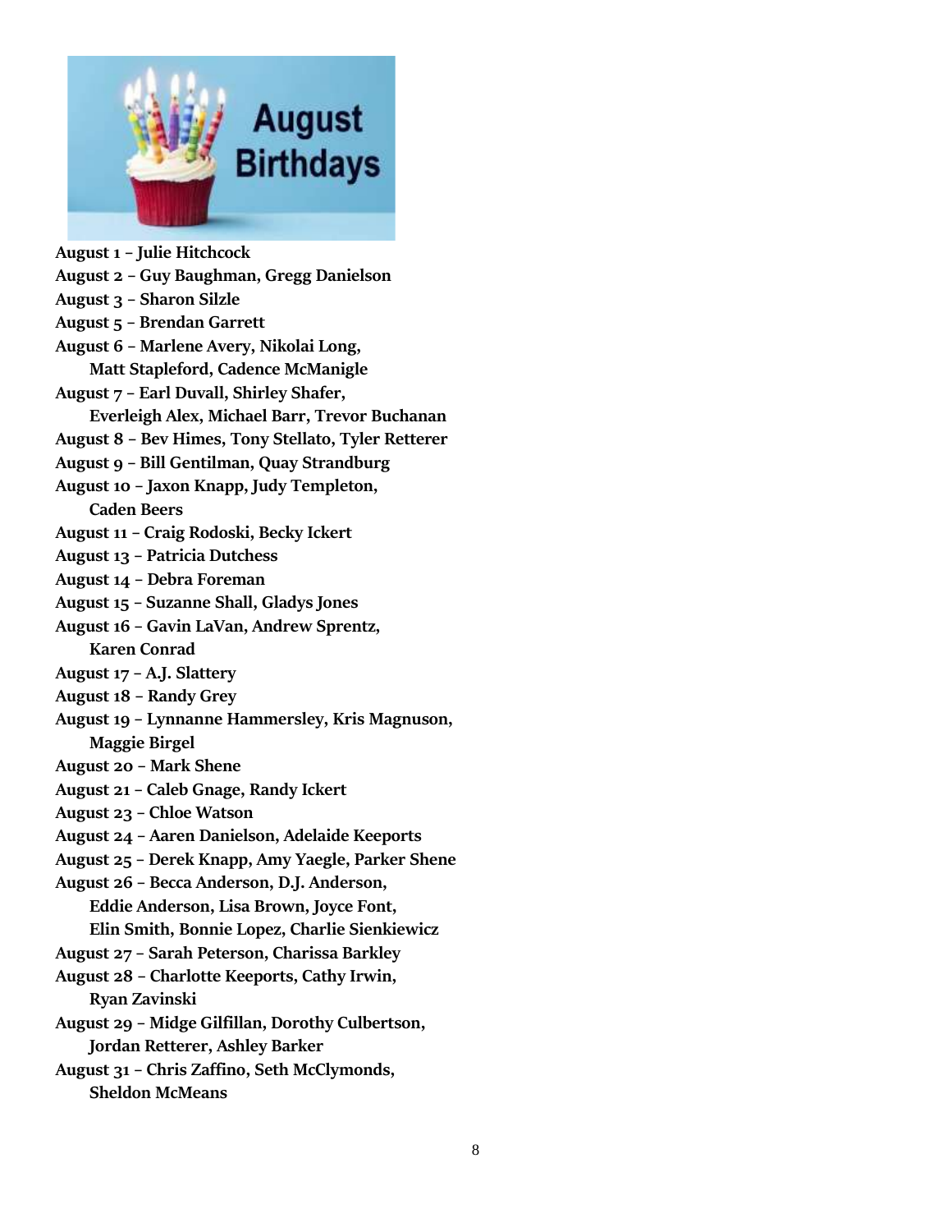# August Birthdays

**August 1 – Julie Hitchcock**
**August 2 – Guy Baughman, Gregg Danielson**
**August 3 – Sharon Silzle**
**August 5 – Brendan Garrett**
**August 6 – Marlene Avery, Nikolai Long, Matt Stapleford, Cadence McManigle**
**August 7 – Earl Duvall, Shirley Shafer, Everleigh Alex, Michael Barr, Trevor Buchanan**
**August 8 – Bev Himes, Tony Stellato, Tyler Retterer**
**August 9 – Bill Gentilman, Quay Strandburg**
**August 10 – Jaxon Knapp, Judy Templeton, Caden Beers**
**August 11 – Craig Rodoski, Becky Ickert**
**August 13 – Patricia Dutchess**
**August 14 – Debra Foreman**
**August 15 – Suzanne Shall, Gladys Jones**
**August 16 – Gavin LaVan, Andrew Sprentz, Karen Conrad**
**August 17 – A.J. Slattery**
**August 18 – Randy Grey**
**August 19 – Lynnanne Hammersley, Kris Magnuson, Maggie Birgel**
**August 20 – Mark Shene**
**August 21 – Caleb Gnage, Randy Ickert**
**August 23 – Chloe Watson**
**August 24 – Aaren Danielson, Adelaide Keeports**
**August 25 – Derek Knapp, Amy Yaegle, Parker Shene**
**August 26 – Becca Anderson, D.J. Anderson, Eddie Anderson, Lisa Brown, Joyce Font, Elin Smith, Bonnie Lopez, Charlie Sienkiewicz**
**August 27 – Sarah Peterson, Charissa Barkley**
**August 28 – Charlotte Keeports, Cathy Irwin, Ryan Zavinski**
**August 29 – Midge Gilfillan, Dorothy Culbertson, Jordan Retterer, Ashley Barker**
**August 31 – Chris Zaffino, Seth McClymonds, Sheldon McMeans**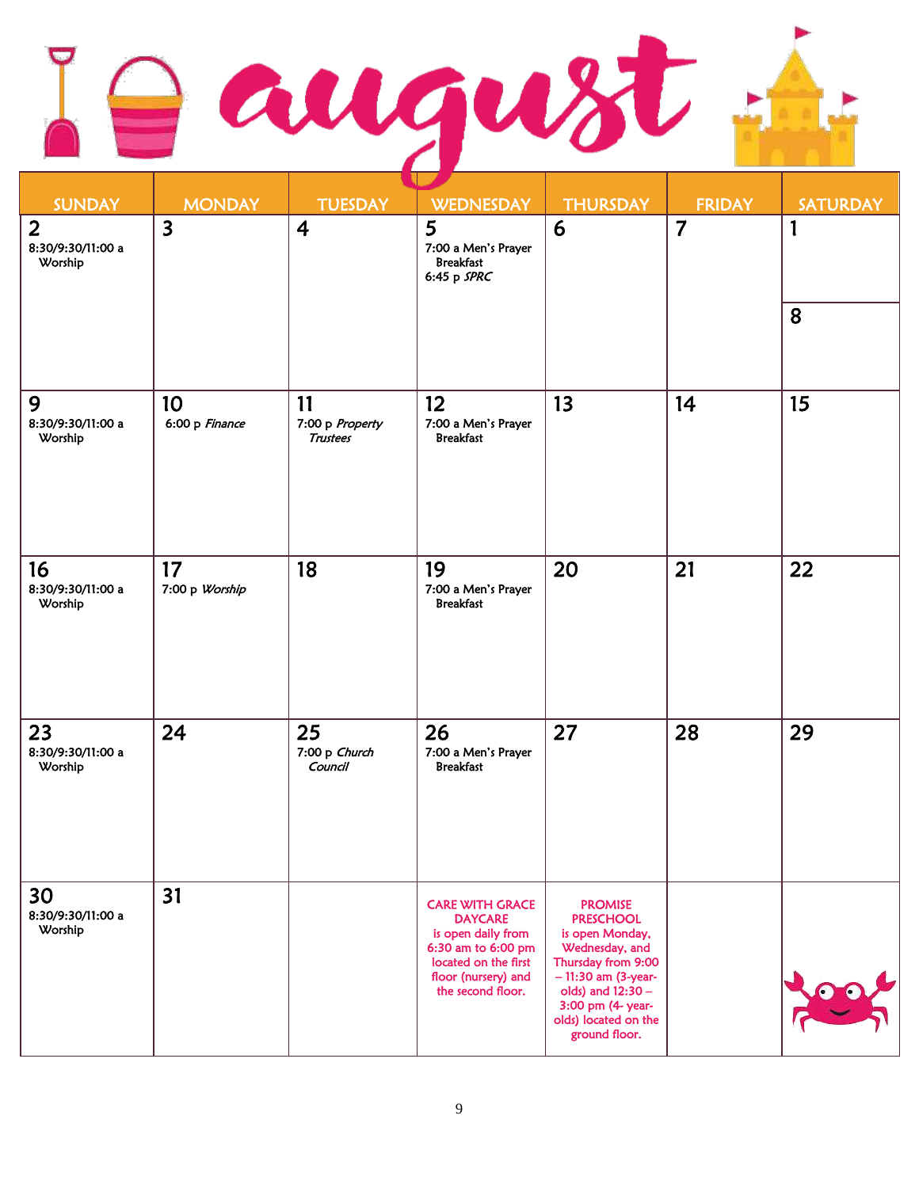# august

| SUNDAY | MONDAY | TUESDAY | WEDNESDAY | THURSDAY | FRIDAY | SATURDAY |
|---|---|---|---|---|---|---|
| **2** 8:30/9:30/11:00 a Worship | **3** | **4** | **5** 7:00 a Men's Prayer Breakfast 6:45 p *SPRC* | **6** | **7** | **1** / **8** |
| **9** 8:30/9:30/11:00 a Worship | **10** 6:00 p *Finance* | **11** 7:00 p *Property Trustees* | **12** 7:00 a Men's Prayer Breakfast | **13** | **14** | **15** |
| **16** 8:30/9:30/11:00 a Worship | **17** 7:00 p *Worship* | **18** | **19** 7:00 a Men's Prayer Breakfast | **20** | **21** | **22** |
| **23** 8:30/9:30/11:00 a Worship | **24** | **25** 7:00 p *Church Council* | **26** 7:00 a Men's Prayer Breakfast | **27** | **28** | **29** |
| **30** 8:30/9:30/11:00 a Worship | **31** | | CARE WITH GRACE DAYCARE is open daily from 6:30 am to 6:00 pm located on the first floor (nursery) and the second floor. | PROMISE PRESCHOOL is open Monday, Wednesday, and Thursday from 9:00 – 11:30 am (3-year-olds) and 12:30 – 3:00 pm (4- year-olds) located on the ground floor. | | |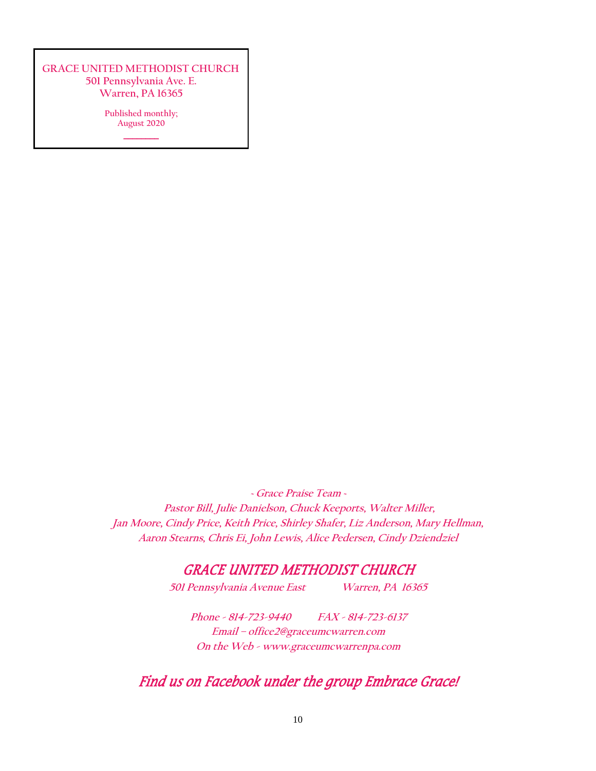GRACE UNITED METHODIST CHURCH
501 Pennsylvania Ave. E.
Warren, PA 16365

Published monthly;
August 2020

**~ Grace Praise Team ~**

**Pastor Bill, Julie Danielson, Chuck Keeports, Walter Miller, Jan Moore, Cindy Price, Keith Price, Shirley Shafer, Liz Anderson, Mary Hellman, Aaron Stearns, Chris Ei, John Lewis, Alice Pedersen, Cindy Dziendziel**

## GRACE UNITED METHODIST CHURCH

**501 Pennsylvania Avenue East          Warren, PA  16365**

**Phone - 814-723-9440          FAX - 814-723-6137**
**Email – office2@graceumcwarren.com**
**On the Web - www.graceumcwarrenpa.com**

## Find us on Facebook under the group Embrace Grace!